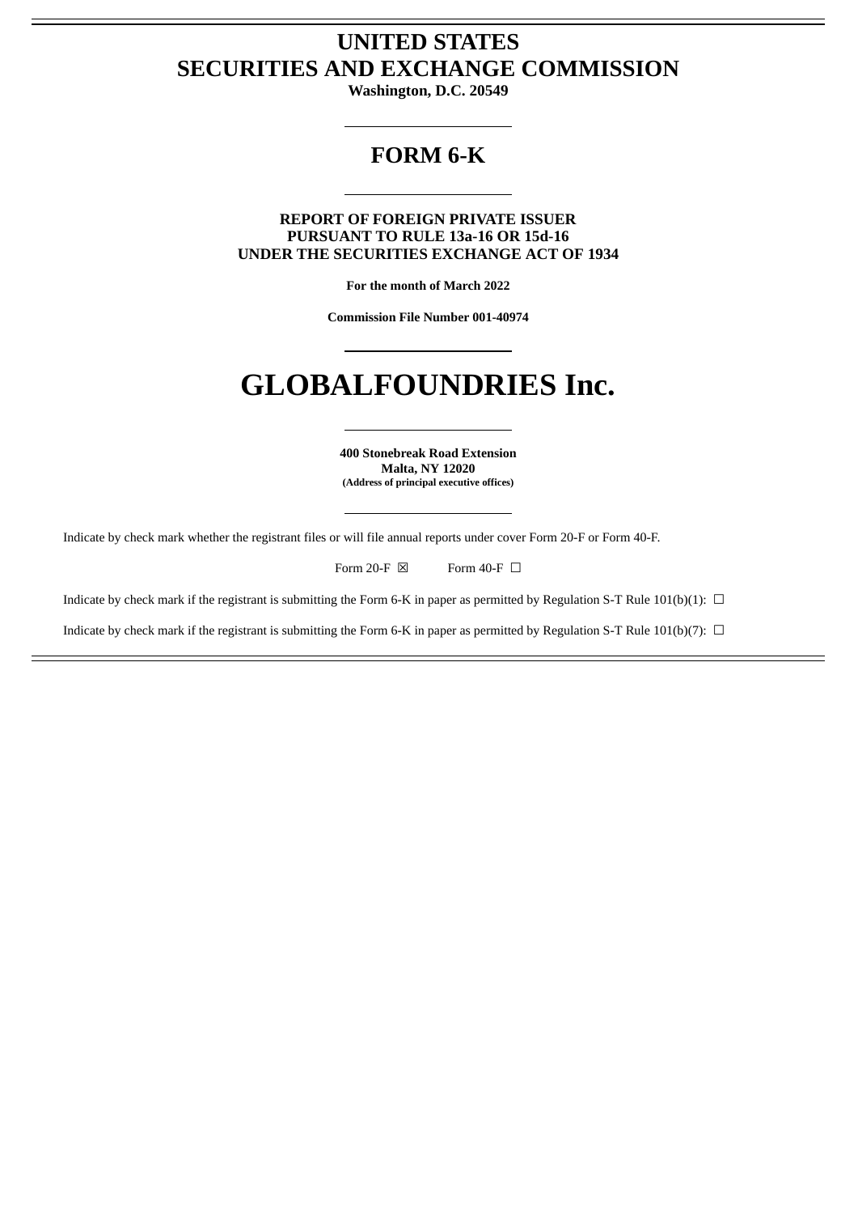# UNITED STATES
# SECURITIES AND EXCHANGE COMMISSION

**Washington, D.C. 20549**

---

## FORM 6-K

---

**REPORT OF FOREIGN PRIVATE ISSUER**
**PURSUANT TO RULE 13a-16 OR 15d-16**
**UNDER THE SECURITIES EXCHANGE ACT OF 1934**

**For the month of March 2022**

**Commission File Number 001-40974**

---

# GLOBALFOUNDRIES Inc.

---

**400 Stonebreak Road Extension**
**Malta, NY 12020**
**(Address of principal executive offices)**

---

Indicate by check mark whether the registrant files or will file annual reports under cover Form 20-F or Form 40-F.

Form 20-F ☒ Form 40-F ☐

Indicate by check mark if the registrant is submitting the Form 6-K in paper as permitted by Regulation S-T Rule 101(b)(1): ☐

Indicate by check mark if the registrant is submitting the Form 6-K in paper as permitted by Regulation S-T Rule 101(b)(7): ☐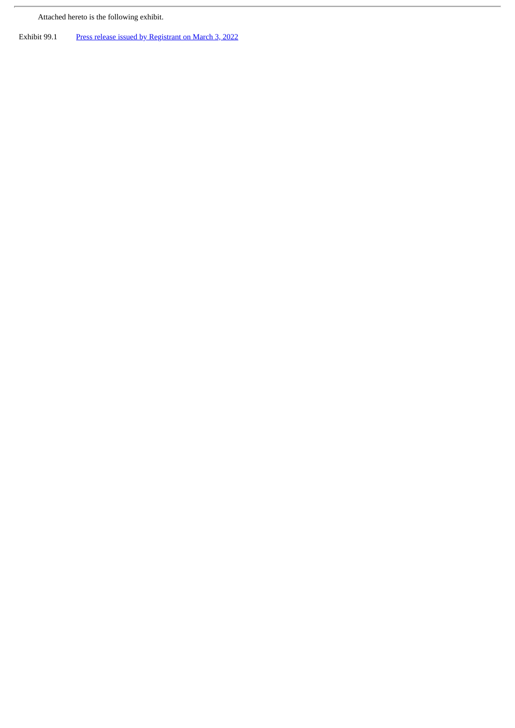Attached hereto is the following exhibit.

| Exhibit 99.1 | Press release issued by Registrant on March 3, 2022 |
|---|---|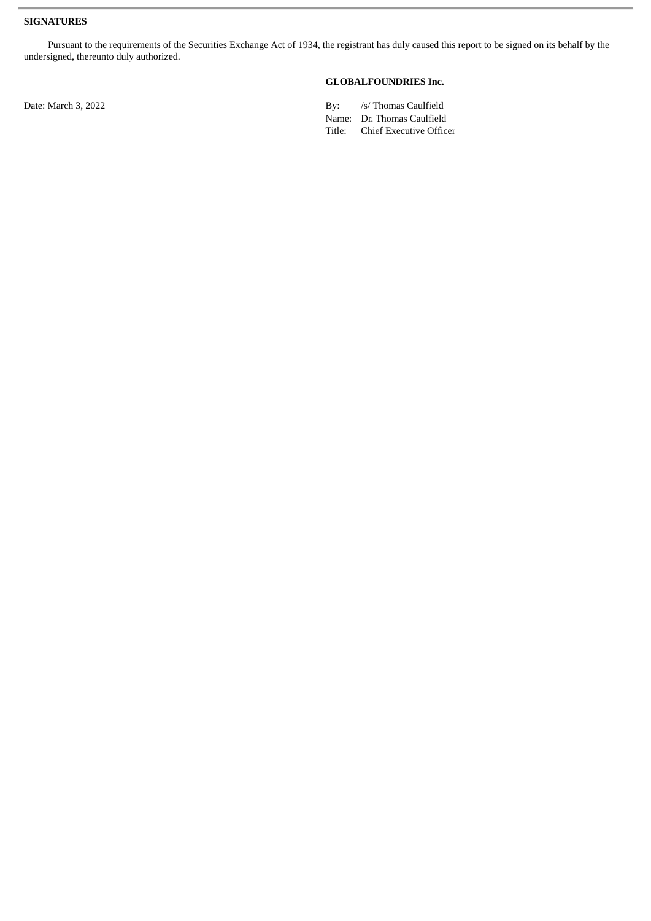**SIGNATURES**

Pursuant to the requirements of the Securities Exchange Act of 1934, the registrant has duly caused this report to be signed on its behalf by the undersigned, thereunto duly authorized.

**GLOBALFOUNDRIES Inc.**

Date: March 3, 2022

By: /s/ Thomas Caulfield
Name: Dr. Thomas Caulfield
Title: Chief Executive Officer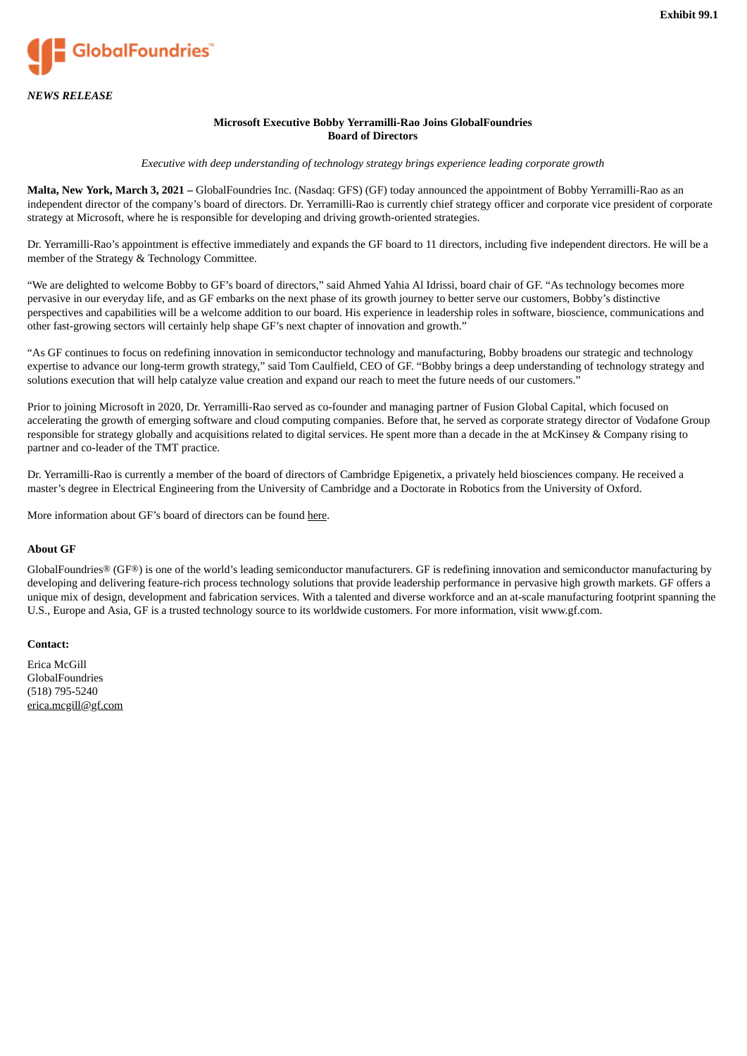Exhibit 99.1

GlobalFoundries

*NEWS RELEASE*

**Microsoft Executive Bobby Yerramilli-Rao Joins GlobalFoundries Board of Directors**

*Executive with deep understanding of technology strategy brings experience leading corporate growth*

**Malta, New York, March 3, 2021 –** GlobalFoundries Inc. (Nasdaq: GFS) (GF) today announced the appointment of Bobby Yerramilli-Rao as an independent director of the company's board of directors. Dr. Yerramilli-Rao is currently chief strategy officer and corporate vice president of corporate strategy at Microsoft, where he is responsible for developing and driving growth-oriented strategies.

Dr. Yerramilli-Rao's appointment is effective immediately and expands the GF board to 11 directors, including five independent directors. He will be a member of the Strategy & Technology Committee.

"We are delighted to welcome Bobby to GF's board of directors," said Ahmed Yahia Al Idrissi, board chair of GF. "As technology becomes more pervasive in our everyday life, and as GF embarks on the next phase of its growth journey to better serve our customers, Bobby's distinctive perspectives and capabilities will be a welcome addition to our board. His experience in leadership roles in software, bioscience, communications and other fast-growing sectors will certainly help shape GF's next chapter of innovation and growth."

"As GF continues to focus on redefining innovation in semiconductor technology and manufacturing, Bobby broadens our strategic and technology expertise to advance our long-term growth strategy," said Tom Caulfield, CEO of GF. "Bobby brings a deep understanding of technology strategy and solutions execution that will help catalyze value creation and expand our reach to meet the future needs of our customers."

Prior to joining Microsoft in 2020, Dr. Yerramilli-Rao served as co-founder and managing partner of Fusion Global Capital, which focused on accelerating the growth of emerging software and cloud computing companies. Before that, he served as corporate strategy director of Vodafone Group responsible for strategy globally and acquisitions related to digital services. He spent more than a decade in the at McKinsey & Company rising to partner and co-leader of the TMT practice.

Dr. Yerramilli-Rao is currently a member of the board of directors of Cambridge Epigenetix, a privately held biosciences company. He received a master's degree in Electrical Engineering from the University of Cambridge and a Doctorate in Robotics from the University of Oxford.

More information about GF's board of directors can be found here.

**About GF**

GlobalFoundries® (GF®) is one of the world's leading semiconductor manufacturers. GF is redefining innovation and semiconductor manufacturing by developing and delivering feature-rich process technology solutions that provide leadership performance in pervasive high growth markets. GF offers a unique mix of design, development and fabrication services. With a talented and diverse workforce and an at-scale manufacturing footprint spanning the U.S., Europe and Asia, GF is a trusted technology source to its worldwide customers. For more information, visit www.gf.com.

**Contact:**

Erica McGill
GlobalFoundries
(518) 795-5240
erica.mcgill@gf.com